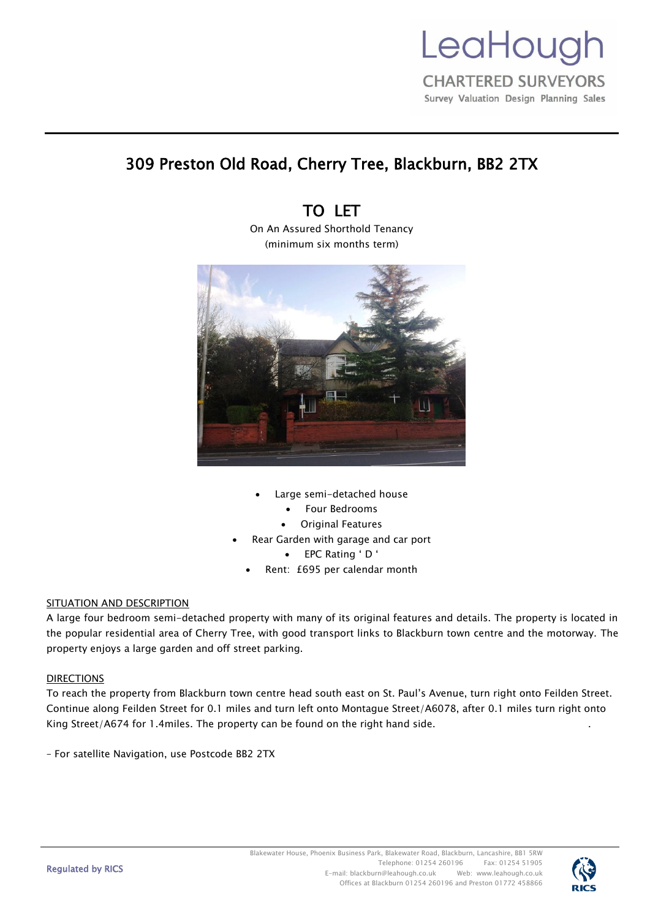LeaHough

CHARTERED SURVEYORS

Survey Valuation Design Planning Sales

# 309 Preston Old Road, Cherry Tree, Blackburn, BB2 2TX

## TO LET

On An Assured Shorthold Tenancy
(minimum six months term)

- Large semi-detached house
- Four Bedrooms
- Original Features
- Rear Garden with garage and car port
- EPC Rating ' D '
- Rent: £695 per calendar month

SITUATION AND DESCRIPTION

A large four bedroom semi-detached property with many of its original features and details. The property is located in the popular residential area of Cherry Tree, with good transport links to Blackburn town centre and the motorway. The property enjoys a large garden and off street parking.

DIRECTIONS

To reach the property from Blackburn town centre head south east on St. Paul's Avenue, turn right onto Feilden Street. Continue along Feilden Street for 0.1 miles and turn left onto Montague Street/A6078, after 0.1 miles turn right onto King Street/A674 for 1.4miles. The property can be found on the right hand side.

– For satellite Navigation, use Postcode BB2 2TX

Regulated by RICS

Blakewater House, Phoenix Business Park, Blakewater Road, Blackburn, Lancashire, BB1 5RW
Telephone: 01254 260196 Fax: 01254 51905
E-mail: blackburn@leahough.co.uk Web: www.leahough.co.uk
Offices at Blackburn 01254 260196 and Preston 01772 458866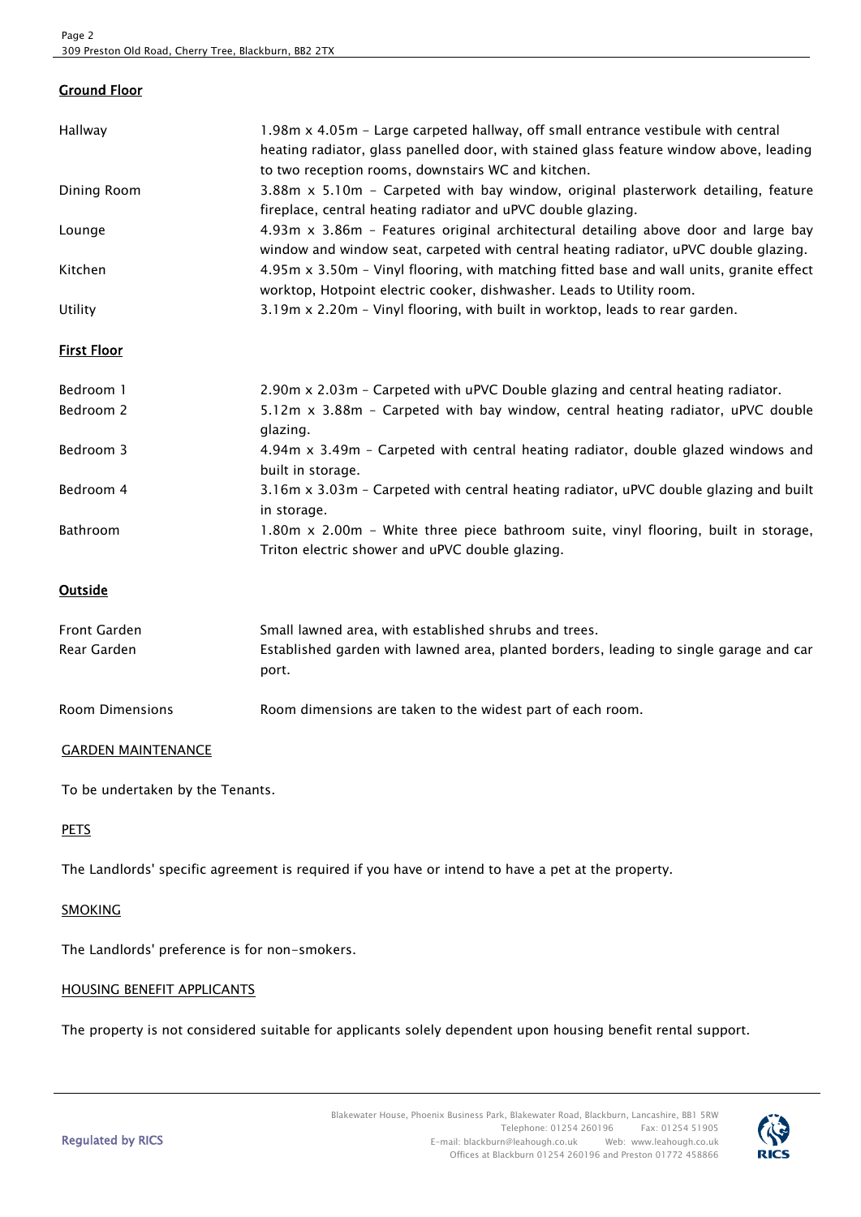## Ground Floor

| | |
|---|---|
| Hallway | 1.98m x 4.05m – Large carpeted hallway, off small entrance vestibule with central heating radiator, glass panelled door, with stained glass feature window above, leading to two reception rooms, downstairs WC and kitchen. |
| Dining Room | 3.88m x 5.10m – Carpeted with bay window, original plasterwork detailing, feature fireplace, central heating radiator and uPVC double glazing. |
| Lounge | 4.93m x 3.86m – Features original architectural detailing above door and large bay window and window seat, carpeted with central heating radiator, uPVC double glazing. |
| Kitchen | 4.95m x 3.50m – Vinyl flooring, with matching fitted base and wall units, granite effect worktop, Hotpoint electric cooker, dishwasher. Leads to Utility room. |
| Utility | 3.19m x 2.20m – Vinyl flooring, with built in worktop, leads to rear garden. |

## First Floor

| | |
|---|---|
| Bedroom 1 | 2.90m x 2.03m – Carpeted with uPVC Double glazing and central heating radiator. |
| Bedroom 2 | 5.12m x 3.88m – Carpeted with bay window, central heating radiator, uPVC double glazing. |
| Bedroom 3 | 4.94m x 3.49m – Carpeted with central heating radiator, double glazed windows and built in storage. |
| Bedroom 4 | 3.16m x 3.03m – Carpeted with central heating radiator, uPVC double glazing and built in storage. |
| Bathroom | 1.80m x 2.00m – White three piece bathroom suite, vinyl flooring, built in storage, Triton electric shower and uPVC double glazing. |

## Outside

| | |
|---|---|
| Front Garden | Small lawned area, with established shrubs and trees. |
| Rear Garden | Established garden with lawned area, planted borders, leading to single garage and car port. |
| Room Dimensions | Room dimensions are taken to the widest part of each room. |

### GARDEN MAINTENANCE

To be undertaken by the Tenants.

### PETS

The Landlords' specific agreement is required if you have or intend to have a pet at the property.

### SMOKING

The Landlords' preference is for non-smokers.

### HOUSING BENEFIT APPLICANTS

The property is not considered suitable for applicants solely dependent upon housing benefit rental support.

Regulated by RICS

Blakewater House, Phoenix Business Park, Blakewater Road, Blackburn, Lancashire, BB1 5RW
Telephone: 01254 260196 Fax: 01254 51905
E-mail: blackburn@leahough.co.uk Web: www.leahough.co.uk
Offices at Blackburn 01254 260196 and Preston 01772 458866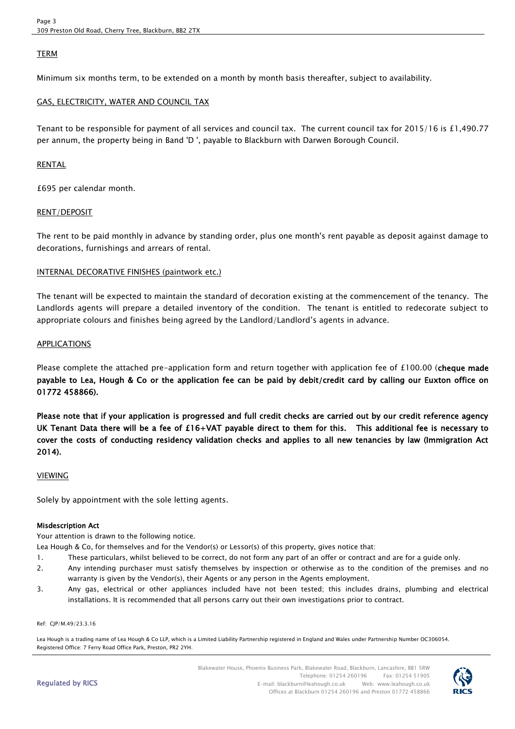## TERM

Minimum six months term, to be extended on a month by month basis thereafter, subject to availability.

## GAS, ELECTRICITY, WATER AND COUNCIL TAX

Tenant to be responsible for payment of all services and council tax. The current council tax for 2015/16 is £1,490.77 per annum, the property being in Band 'D ', payable to Blackburn with Darwen Borough Council.

## RENTAL

£695 per calendar month.

## RENT/DEPOSIT

The rent to be paid monthly in advance by standing order, plus one month's rent payable as deposit against damage to decorations, furnishings and arrears of rental.

## INTERNAL DECORATIVE FINISHES (paintwork etc.)

The tenant will be expected to maintain the standard of decoration existing at the commencement of the tenancy. The Landlords agents will prepare a detailed inventory of the condition. The tenant is entitled to redecorate subject to appropriate colours and finishes being agreed by the Landlord/Landlord's agents in advance.

## APPLICATIONS

Please complete the attached pre-application form and return together with application fee of £100.00 (**cheque made payable to Lea, Hough & Co or the application fee can be paid by debit/credit card by calling our Euxton office on 01772 458866).**

**Please note that if your application is progressed and full credit checks are carried out by our credit reference agency UK Tenant Data there will be a fee of £16+VAT payable direct to them for this. This additional fee is necessary to cover the costs of conducting residency validation checks and applies to all new tenancies by law (Immigration Act 2014).**

## VIEWING

Solely by appointment with the sole letting agents.

**Misdescription Act**

Your attention is drawn to the following notice.

Lea Hough & Co, for themselves and for the Vendor(s) or Lessor(s) of this property, gives notice that:

1. These particulars, whilst believed to be correct, do not form any part of an offer or contract and are for a guide only.
2. Any intending purchaser must satisfy themselves by inspection or otherwise as to the condition of the premises and no warranty is given by the Vendor(s), their Agents or any person in the Agents employment.
3. Any gas, electrical or other appliances included have not been tested; this includes drains, plumbing and electrical installations. It is recommended that all persons carry out their own investigations prior to contract.

Ref: CJP/M.49/23.3.16

Lea Hough is a trading name of Lea Hough & Co LLP, which is a Limited Liability Partnership registered in England and Wales under Partnership Number OC306054.
Registered Office: 7 Ferry Road Office Park, Preston, PR2 2YH.

Regulated by RICS

Blakewater House, Phoenix Business Park, Blakewater Road, Blackburn, Lancashire, BB1 5RW
Telephone: 01254 260196 Fax: 01254 51905
E-mail: blackburn@leahough.co.uk Web: www.leahough.co.uk
Offices at Blackburn 01254 260196 and Preston 01772 458866

RICS